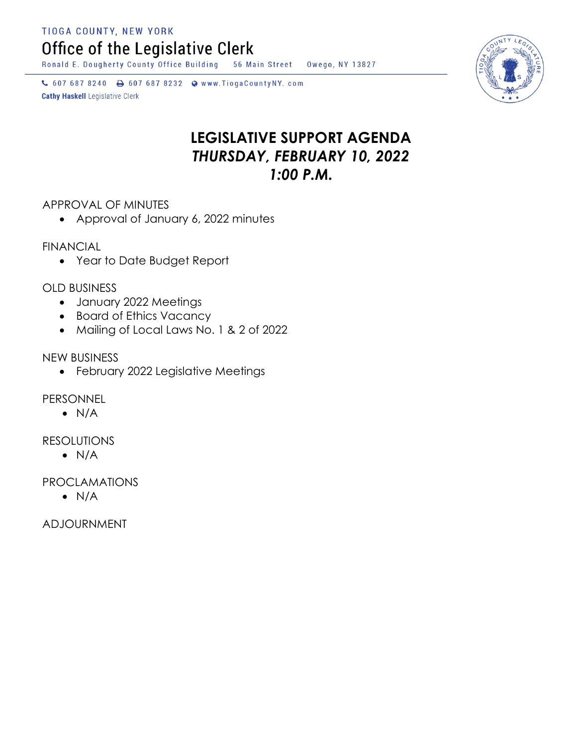TIOGA COUNTY, NEW YORK

Office of the Legislative Clerk

Ronald E. Dougherty County Office Building 56 Main Street Owego, NY 13827

607 687 8240 607 687 8232 www.TiogaCountyNY. com

**Cathy Haskell** Legislative Clerk

# LEGISLATIVE SUPPORT AGENDA
## *THURSDAY, FEBRUARY 10, 2022*
## *1:00 P.M.*

APPROVAL OF MINUTES
- Approval of January 6, 2022 minutes

FINANCIAL
- Year to Date Budget Report

OLD BUSINESS
- January 2022 Meetings
- Board of Ethics Vacancy
- Mailing of Local Laws No. 1 & 2 of 2022

NEW BUSINESS
- February 2022 Legislative Meetings

PERSONNEL
- N/A

RESOLUTIONS
- N/A

PROCLAMATIONS
- N/A

ADJOURNMENT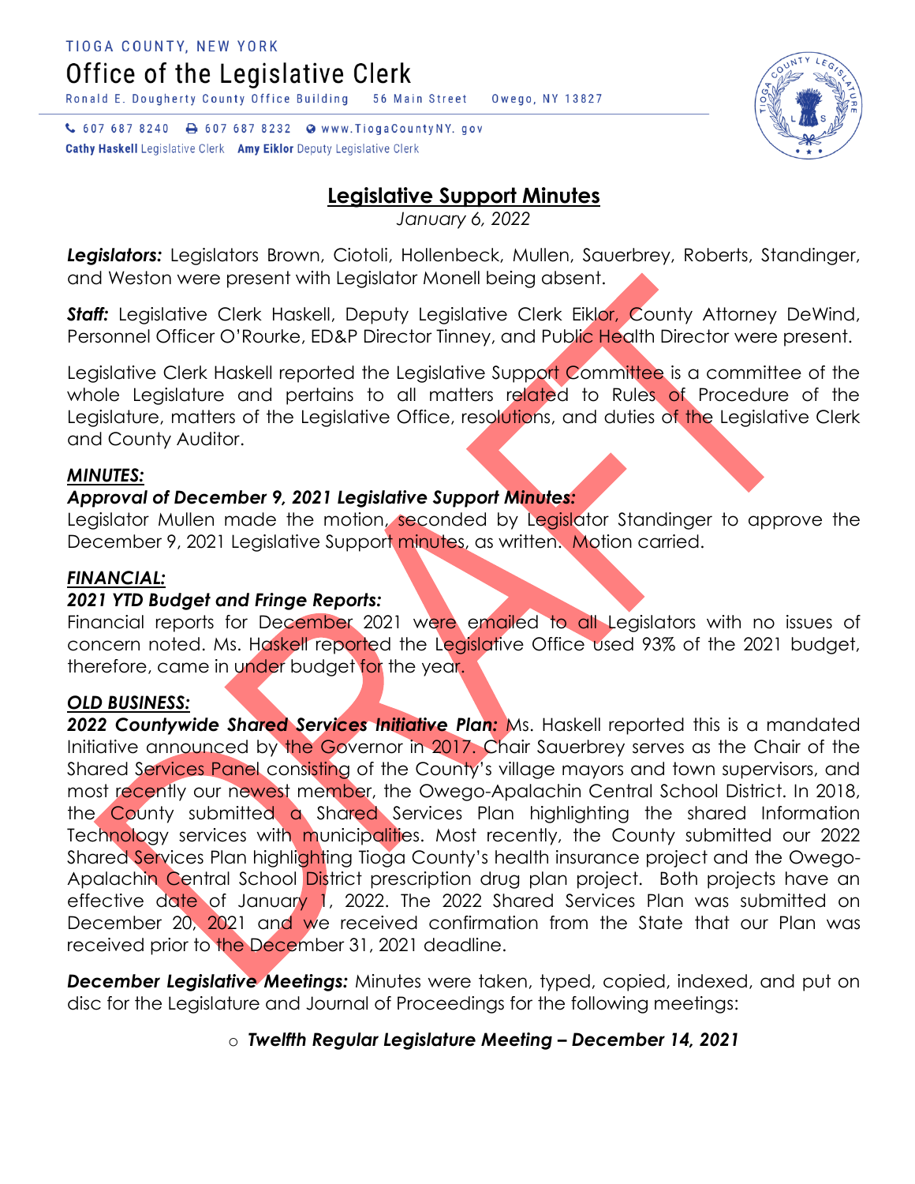TIOGA COUNTY, NEW YORK

# Office of the Legislative Clerk

Ronald E. Dougherty County Office Building 56 Main Street Owego, NY 13827

607 687 8240 607 687 8232 www.TiogaCountyNY.gov

**Cathy Haskell** Legislative Clerk **Amy Eiklor** Deputy Legislative Clerk

## Legislative Support Minutes

*January 6, 2022*

***Legislators:*** Legislators Brown, Ciotoli, Hollenbeck, Mullen, Sauerbrey, Roberts, Standinger, and Weston were present with Legislator Monell being absent.

***Staff:*** Legislative Clerk Haskell, Deputy Legislative Clerk Eiklor, County Attorney DeWind, Personnel Officer O'Rourke, ED&P Director Tinney, and Public Health Director were present.

Legislative Clerk Haskell reported the Legislative Support Committee is a committee of the whole Legislature and pertains to all matters related to Rules of Procedure of the Legislature, matters of the Legislative Office, resolutions, and duties of the Legislative Clerk and County Auditor.

***MINUTES:***

***Approval of December 9, 2021 Legislative Support Minutes:***
Legislator Mullen made the motion, seconded by Legislator Standinger to approve the December 9, 2021 Legislative Support minutes, as written. Motion carried.

***FINANCIAL:***

***2021 YTD Budget and Fringe Reports:***
Financial reports for December 2021 were emailed to all Legislators with no issues of concern noted. Ms. Haskell reported the Legislative Office used 93% of the 2021 budget, therefore, came in under budget for the year.

***OLD BUSINESS:***

***2022 Countywide Shared Services Initiative Plan:*** Ms. Haskell reported this is a mandated Initiative announced by the Governor in 2017. Chair Sauerbrey serves as the Chair of the Shared Services Panel consisting of the County's village mayors and town supervisors, and most recently our newest member, the Owego-Apalachin Central School District. In 2018, the County submitted a Shared Services Plan highlighting the shared Information Technology services with municipalities. Most recently, the County submitted our 2022 Shared Services Plan highlighting Tioga County's health insurance project and the Owego-Apalachin Central School District prescription drug plan project. Both projects have an effective date of January 1, 2022. The 2022 Shared Services Plan was submitted on December 20, 2021 and we received confirmation from the State that our Plan was received prior to the December 31, 2021 deadline.

***December Legislative Meetings:*** Minutes were taken, typed, copied, indexed, and put on disc for the Legislature and Journal of Proceedings for the following meetings:

- ***Twelfth Regular Legislature Meeting – December 14, 2021***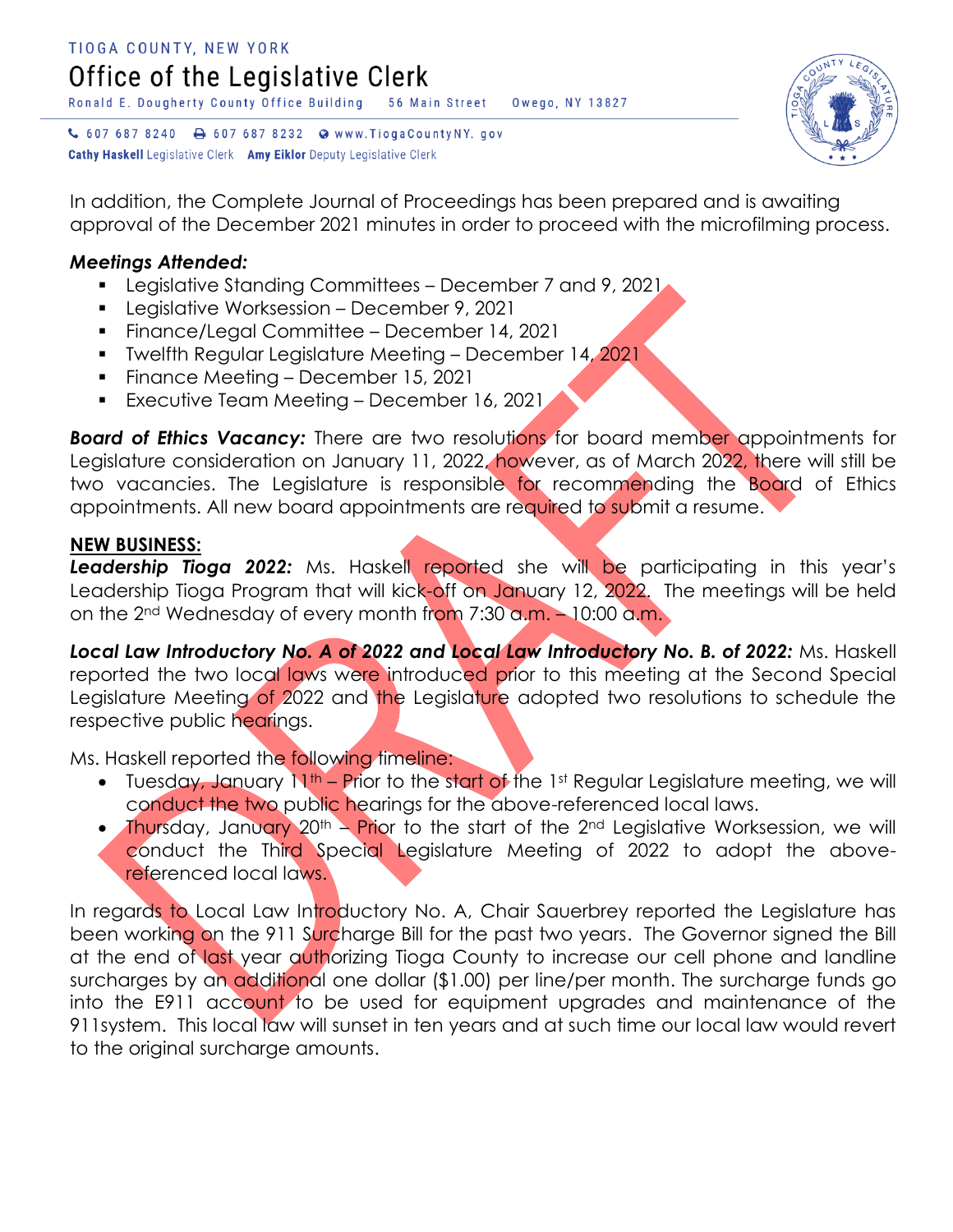In addition, the Complete Journal of Proceedings has been prepared and is awaiting approval of the December 2021 minutes in order to proceed with the microfilming process.

***Meetings Attended:***

- Legislative Standing Committees – December 7 and 9, 2021
- Legislative Worksession – December 9, 2021
- Finance/Legal Committee – December 14, 2021
- Twelfth Regular Legislature Meeting – December 14, 2021
- Finance Meeting – December 15, 2021
- Executive Team Meeting – December 16, 2021

***Board of Ethics Vacancy:*** There are two resolutions for board member appointments for Legislature consideration on January 11, 2022, however, as of March 2022, there will still be two vacancies. The Legislature is responsible for recommending the Board of Ethics appointments. All new board appointments are required to submit a resume.

**NEW BUSINESS:**

***Leadership Tioga 2022:*** Ms. Haskell reported she will be participating in this year's Leadership Tioga Program that will kick-off on January 12, 2022. The meetings will be held on the 2nd Wednesday of every month from 7:30 a.m. – 10:00 a.m.

***Local Law Introductory No. A of 2022 and Local Law Introductory No. B. of 2022:*** Ms. Haskell reported the two local laws were introduced prior to this meeting at the Second Special Legislature Meeting of 2022 and the Legislature adopted two resolutions to schedule the respective public hearings.

Ms. Haskell reported the following timeline:

- Tuesday, January 11th – Prior to the start of the 1st Regular Legislature meeting, we will conduct the two public hearings for the above-referenced local laws.
- Thursday, January 20th – Prior to the start of the 2nd Legislative Worksession, we will conduct the Third Special Legislature Meeting of 2022 to adopt the above-referenced local laws.

In regards to Local Law Introductory No. A, Chair Sauerbrey reported the Legislature has been working on the 911 Surcharge Bill for the past two years. The Governor signed the Bill at the end of last year authorizing Tioga County to increase our cell phone and landline surcharges by an additional one dollar ($1.00) per line/per month. The surcharge funds go into the E911 account to be used for equipment upgrades and maintenance of the 911system. This local law will sunset in ten years and at such time our local law would revert to the original surcharge amounts.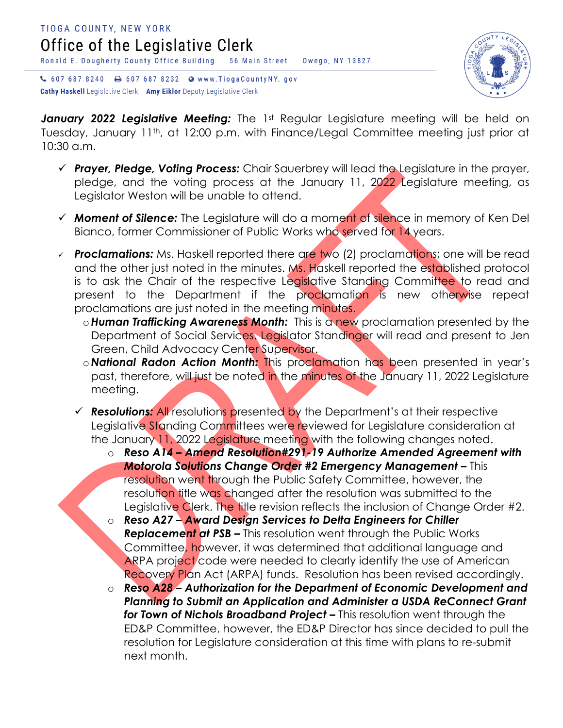TIOGA COUNTY, NEW YORK

# Office of the Legislative Clerk

Ronald E. Dougherty County Office Building 56 Main Street Owego, NY 13827

607 687 8240 607 687 8232 www.TiogaCountyNY.gov

**Cathy Haskell** Legislative Clerk **Amy Eiklor** Deputy Legislative Clerk

***January 2022 Legislative Meeting:*** The 1st Regular Legislature meeting will be held on Tuesday, January 11th, at 12:00 p.m. with Finance/Legal Committee meeting just prior at 10:30 a.m.

- ✓ ***Prayer, Pledge, Voting Process:*** Chair Sauerbrey will lead the Legislature in the prayer, pledge, and the voting process at the January 11, 2022 Legislature meeting, as Legislator Weston will be unable to attend.
- ✓ ***Moment of Silence:*** The Legislature will do a moment of silence in memory of Ken Del Bianco, former Commissioner of Public Works who served for 14 years.
- ✓ ***Proclamations:*** Ms. Haskell reported there are two (2) proclamations; one will be read and the other just noted in the minutes. Ms. Haskell reported the established protocol is to ask the Chair of the respective Legislative Standing Committee to read and present to the Department if the proclamation is new otherwise repeat proclamations are just noted in the meeting minutes.
  - ***Human Trafficking Awareness Month:*** This is a new proclamation presented by the Department of Social Services. Legislator Standinger will read and present to Jen Green, Child Advocacy Center Supervisor.
  - ***National Radon Action Month:*** This proclamation has been presented in year's past, therefore, will just be noted in the minutes of the January 11, 2022 Legislature meeting.
- ✓ ***Resolutions:*** All resolutions presented by the Department's at their respective Legislative Standing Committees were reviewed for Legislature consideration at the January 11, 2022 Legislature meeting with the following changes noted.
  - ***Reso A14 – Amend Resolution#291-19 Authorize Amended Agreement with Motorola Solutions Change Order #2 Emergency Management –*** This resolution went through the Public Safety Committee, however, the resolution title was changed after the resolution was submitted to the Legislative Clerk. The title revision reflects the inclusion of Change Order #2.
  - ***Reso A27 – Award Design Services to Delta Engineers for Chiller Replacement at PSB –*** This resolution went through the Public Works Committee, however, it was determined that additional language and ARPA project code were needed to clearly identify the use of American Recovery Plan Act (ARPA) funds. Resolution has been revised accordingly.
  - ***Reso A28 – Authorization for the Department of Economic Development and Planning to Submit an Application and Administer a USDA ReConnect Grant for Town of Nichols Broadband Project –*** This resolution went through the ED&P Committee, however, the ED&P Director has since decided to pull the resolution for Legislature consideration at this time with plans to re-submit next month.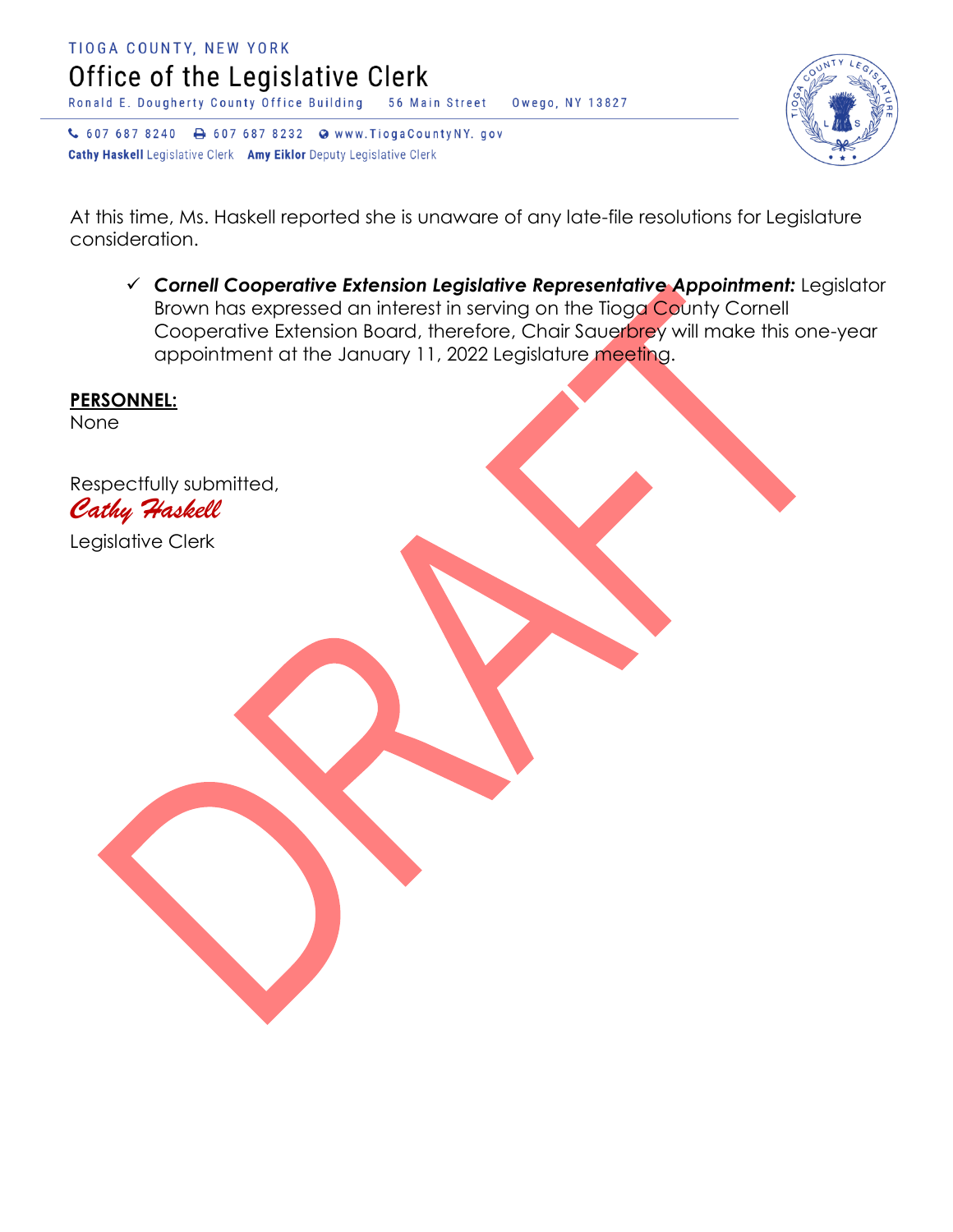At this time, Ms. Haskell reported she is unaware of any late-file resolutions for Legislature consideration.

- ✓ ***Cornell Cooperative Extension Legislative Representative Appointment:*** Legislator Brown has expressed an interest in serving on the Tioga County Cornell Cooperative Extension Board, therefore, Chair Sauerbrey will make this one-year appointment at the January 11, 2022 Legislature meeting.

**PERSONNEL:**
None

Respectfully submitted,
*Cathy Haskell*
Legislative Clerk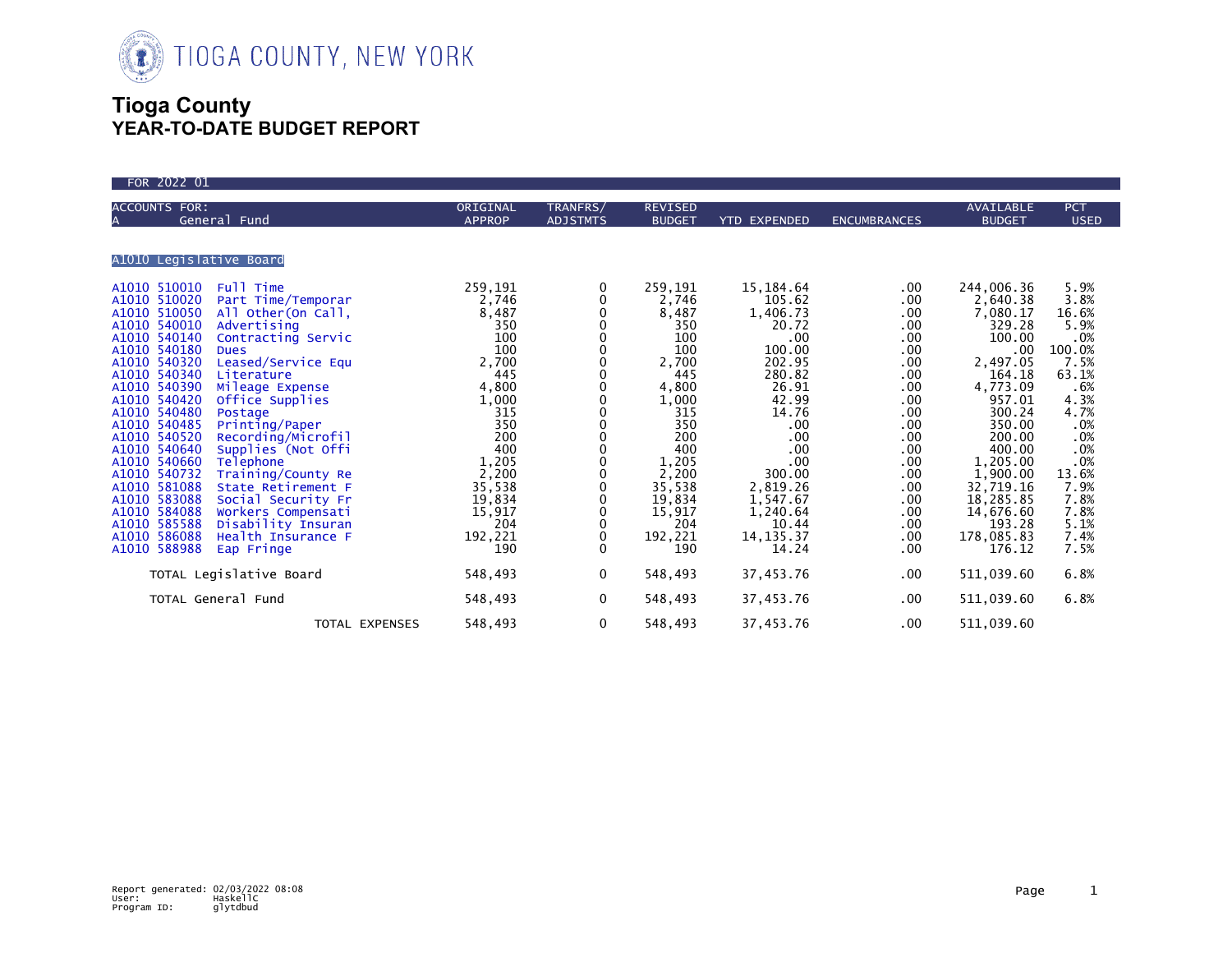TIOGA COUNTY, NEW YORK

# Tioga County
## YEAR-TO-DATE BUDGET REPORT

FOR 2022 01

| ACCOUNTS FOR: A General Fund | | ORIGINAL APPROP | TRANFRS/ ADJSTMTS | REVISED BUDGET | YTD EXPENDED | ENCUMBRANCES | AVAILABLE BUDGET | PCT USED |
|---|---|---|---|---|---|---|---|---|
| **A1010 Legislative Board** | | | | | | | | |
| A1010 510010 | Full Time | 259,191 | 0 | 259,191 | 15,184.64 | .00 | 244,006.36 | 5.9% |
| A1010 510020 | Part Time/Temporar | 2,746 | 0 | 2,746 | 105.62 | .00 | 2,640.38 | 3.8% |
| A1010 510050 | All Other(On Call, | 8,487 | 0 | 8,487 | 1,406.73 | .00 | 7,080.17 | 16.6% |
| A1010 540010 | Advertising | 350 | 0 | 350 | 20.72 | .00 | 329.28 | 5.9% |
| A1010 540140 | Contracting Servic | 100 | 0 | 100 | .00 | .00 | 100.00 | .0% |
| A1010 540180 | Dues | 100 | 0 | 100 | 100.00 | .00 | .00 | 100.0% |
| A1010 540320 | Leased/Service Equ | 2,700 | 0 | 2,700 | 202.95 | .00 | 2,497.05 | 7.5% |
| A1010 540340 | Literature | 445 | 0 | 445 | 280.82 | .00 | 164.18 | 63.1% |
| A1010 540390 | Mileage Expense | 4,800 | 0 | 4,800 | 26.91 | .00 | 4,773.09 | .6% |
| A1010 540420 | Office Supplies | 1,000 | 0 | 1,000 | 42.99 | .00 | 957.01 | 4.3% |
| A1010 540480 | Postage | 315 | 0 | 315 | 14.76 | .00 | 300.24 | 4.7% |
| A1010 540485 | Printing/Paper | 350 | 0 | 350 | .00 | .00 | 350.00 | .0% |
| A1010 540520 | Recording/Microfil | 200 | 0 | 200 | .00 | .00 | 200.00 | .0% |
| A1010 540640 | Supplies (Not Offi | 400 | 0 | 400 | .00 | .00 | 400.00 | .0% |
| A1010 540660 | Telephone | 1,205 | 0 | 1,205 | .00 | .00 | 1,205.00 | .0% |
| A1010 540732 | Training/County Re | 2,200 | 0 | 2,200 | 300.00 | .00 | 1,900.00 | 13.6% |
| A1010 581088 | State Retirement F | 35,538 | 0 | 35,538 | 2,819.26 | .00 | 32,719.16 | 7.9% |
| A1010 583088 | Social Security Fr | 19,834 | 0 | 19,834 | 1,547.67 | .00 | 18,285.85 | 7.8% |
| A1010 584088 | Workers Compensati | 15,917 | 0 | 15,917 | 1,240.64 | .00 | 14,676.60 | 7.8% |
| A1010 585588 | Disability Insuran | 204 | 0 | 204 | 10.44 | .00 | 193.28 | 5.1% |
| A1010 586088 | Health Insurance F | 192,221 | 0 | 192,221 | 14,135.37 | .00 | 178,085.83 | 7.4% |
| A1010 588988 | Eap Fringe | 190 | 0 | 190 | 14.24 | .00 | 176.12 | 7.5% |
| TOTAL Legislative Board | | 548,493 | 0 | 548,493 | 37,453.76 | .00 | 511,039.60 | 6.8% |
| TOTAL General Fund | | 548,493 | 0 | 548,493 | 37,453.76 | .00 | 511,039.60 | 6.8% |
| TOTAL EXPENSES | | 548,493 | 0 | 548,493 | 37,453.76 | .00 | 511,039.60 | |

Report generated: 02/03/2022 08:08
User: HaskellC
Program ID: glytdbud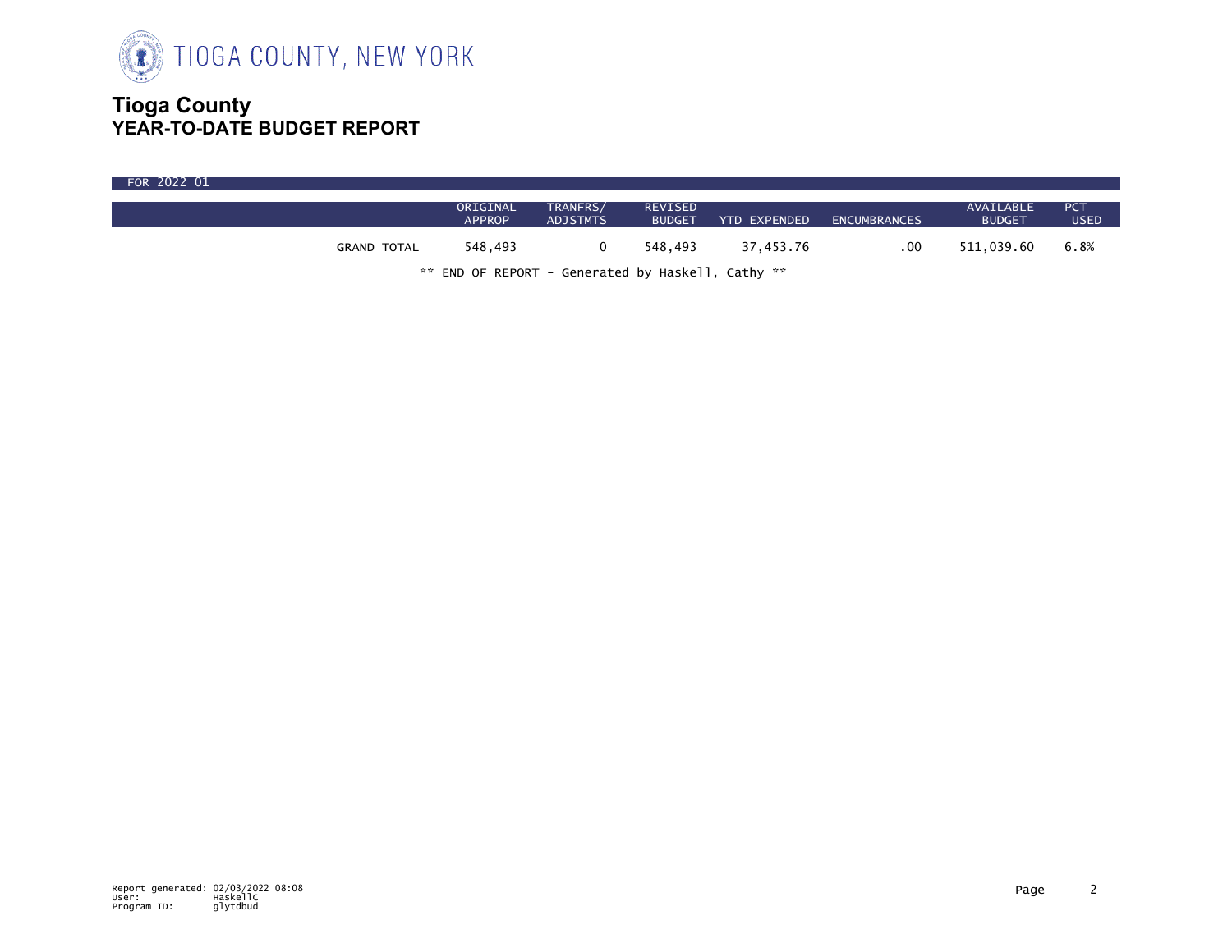TIOGA COUNTY, NEW YORK

# Tioga County
## YEAR-TO-DATE BUDGET REPORT

FOR 2022 01

| | ORIGINAL APPROP | TRANFRS/ ADJSTMTS | REVISED BUDGET | YTD EXPENDED | ENCUMBRANCES | AVAILABLE BUDGET | PCT USED |
|---|---|---|---|---|---|---|---|
| GRAND TOTAL | 548,493 | 0 | 548,493 | 37,453.76 | .00 | 511,039.60 | 6.8% |

** END OF REPORT - Generated by Haskell, Cathy **

Report generated: 02/03/2022 08:08
User: HaskellC
Program ID: glytdbud